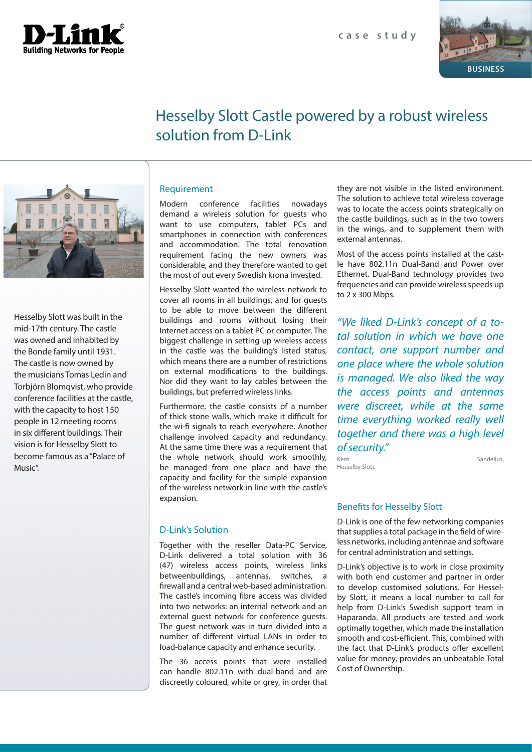D-Link
Building Networks for People

case study

BUSINESS

# Hesselby Slott Castle powered by a robust wireless solution from D-Link

Hesselby Slott was built in the mid-17th century. The castle was owned and inhabited by the Bonde family until 1931. The castle is now owned by the musicians Tomas Ledin and Torbjörn Blomqvist, who provide conference facilities at the castle, with the capacity to host 150 people in 12 meeting rooms in six different buildings. Their vision is for Hesselby Slott to become famous as a "Palace of Music".

## Requirement

Modern conference facilities nowadays demand a wireless solution for guests who want to use computers, tablet PCs and smartphones in connection with conferences and accommodation. The total renovation requirement facing the new owners was considerable, and they therefore wanted to get the most of out every Swedish krona invested.

Hesselby Slott wanted the wireless network to cover all rooms in all buildings, and for guests to be able to move between the different buildings and rooms without losing their Internet access on a tablet PC or computer. The biggest challenge in setting up wireless access in the castle was the building's listed status, which means there are a number of restrictions on external modifications to the buildings. Nor did they want to lay cables between the buildings, but preferred wireless links.

Furthermore, the castle consists of a number of thick stone walls, which make it difficult for the wi-fi signals to reach everywhere. Another challenge involved capacity and redundancy. At the same time there was a requirement that the whole network should work smoothly, be managed from one place and have the capacity and facility for the simple expansion of the wireless network in line with the castle's expansion.

## D-Link's Solution

Together with the reseller Data-PC Service, D-Link delivered a total solution with 36 (47) wireless access points, wireless links betweenbuildings, antennas, switches, a firewall and a central web-based administration. The castle's incoming fibre access was divided into two networks: an internal network and an external guest network for conference guests. The guest network was in turn divided into a number of different virtual LANs in order to load-balance capacity and enhance security.

The 36 access points that were installed can handle 802.11n with dual-band and are discreetly coloured, white or grey, in order that they are not visible in the listed environment. The solution to achieve total wireless coverage was to locate the access points strategically on the castle buildings, such as in the two towers in the wings, and to supplement them with external antennas.

Most of the access points installed at the castle have 802.11n Dual-Band and Power over Ethernet. Dual-Band technology provides two frequencies and can provide wireless speeds up to 2 x 300 Mbps.

*"We liked D-Link's concept of a total solution in which we have one contact, one support number and one place where the whole solution is managed. We also liked the way the access points and antennas were discreet, while at the same time everything worked really well together and there was a high level of security."*

Kent Sandelius, Hesselby Slott.

## Benefits for Hesselby Slott

D-Link is one of the few networking companies that supplies a total package in the field of wireless networks, including antennae and software for central administration and settings.

D-Link's objective is to work in close proximity with both end customer and partner in order to develop customised solutions. For Hesselby Slott, it means a local number to call for help from D-Link's Swedish support team in Haparanda. All products are tested and work optimally together, which made the installation smooth and cost-efficient. This, combined with the fact that D-Link's products offer excellent value for money, provides an unbeatable Total Cost of Ownership.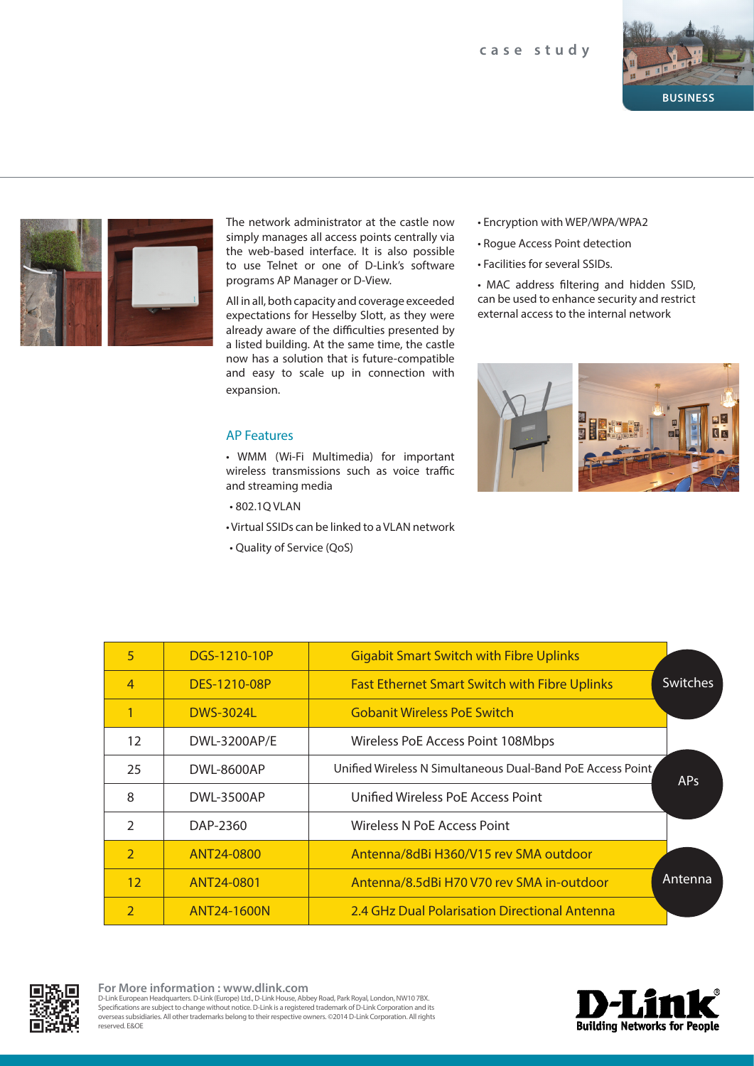The network administrator at the castle now simply manages all access points centrally via the web-based interface. It is also possible to use Telnet or one of D-Link's software programs AP Manager or D-View.

All in all, both capacity and coverage exceeded expectations for Hesselby Slott, as they were already aware of the difficulties presented by a listed building. At the same time, the castle now has a solution that is future-compatible and easy to scale up in connection with expansion.

## AP Features

- WMM (Wi-Fi Multimedia) for important wireless transmissions such as voice traffic and streaming media
- 802.1Q VLAN
- Virtual SSIDs can be linked to a VLAN network
- Quality of Service (QoS)
- Encryption with WEP/WPA/WPA2
- Rogue Access Point detection
- Facilities for several SSIDs.
- MAC address filtering and hidden SSID, can be used to enhance security and restrict external access to the internal network

| | | | |
|---|---|---|---|
| 5 | DGS-1210-10P | Gigabit Smart Switch with Fibre Uplinks | Switches |
| 4 | DES-1210-08P | Fast Ethernet Smart Switch with Fibre Uplinks | Switches |
| 1 | DWS-3024L | Gobanit Wireless PoE Switch | Switches |
| 12 | DWL-3200AP/E | Wireless PoE Access Point 108Mbps | APs |
| 25 | DWL-8600AP | Unified Wireless N Simultaneous Dual-Band PoE Access Point | APs |
| 8 | DWL-3500AP | Unified Wireless PoE Access Point | APs |
| 2 | DAP-2360 | Wireless N PoE Access Point | APs |
| 2 | ANT24-0800 | Antenna/8dBi H360/V15 rev SMA outdoor | Antenna |
| 12 | ANT24-0801 | Antenna/8.5dBi H70 V70 rev SMA in-outdoor | Antenna |
| 2 | ANT24-1600N | 2.4 GHz Dual Polarisation Directional Antenna | Antenna |

**For More information : www.dlink.com**

D-Link European Headquarters. D-Link (Europe) Ltd., D-Link House, Abbey Road, Park Royal, London, NW10 7BX. Specifications are subject to change without notice. D-Link is a registered trademark of D-Link Corporation and its overseas subsidiaries. All other trademarks belong to their respective owners. ©2014 D-Link Corporation. All rights reserved. E&OE

D-Link Building Networks for People